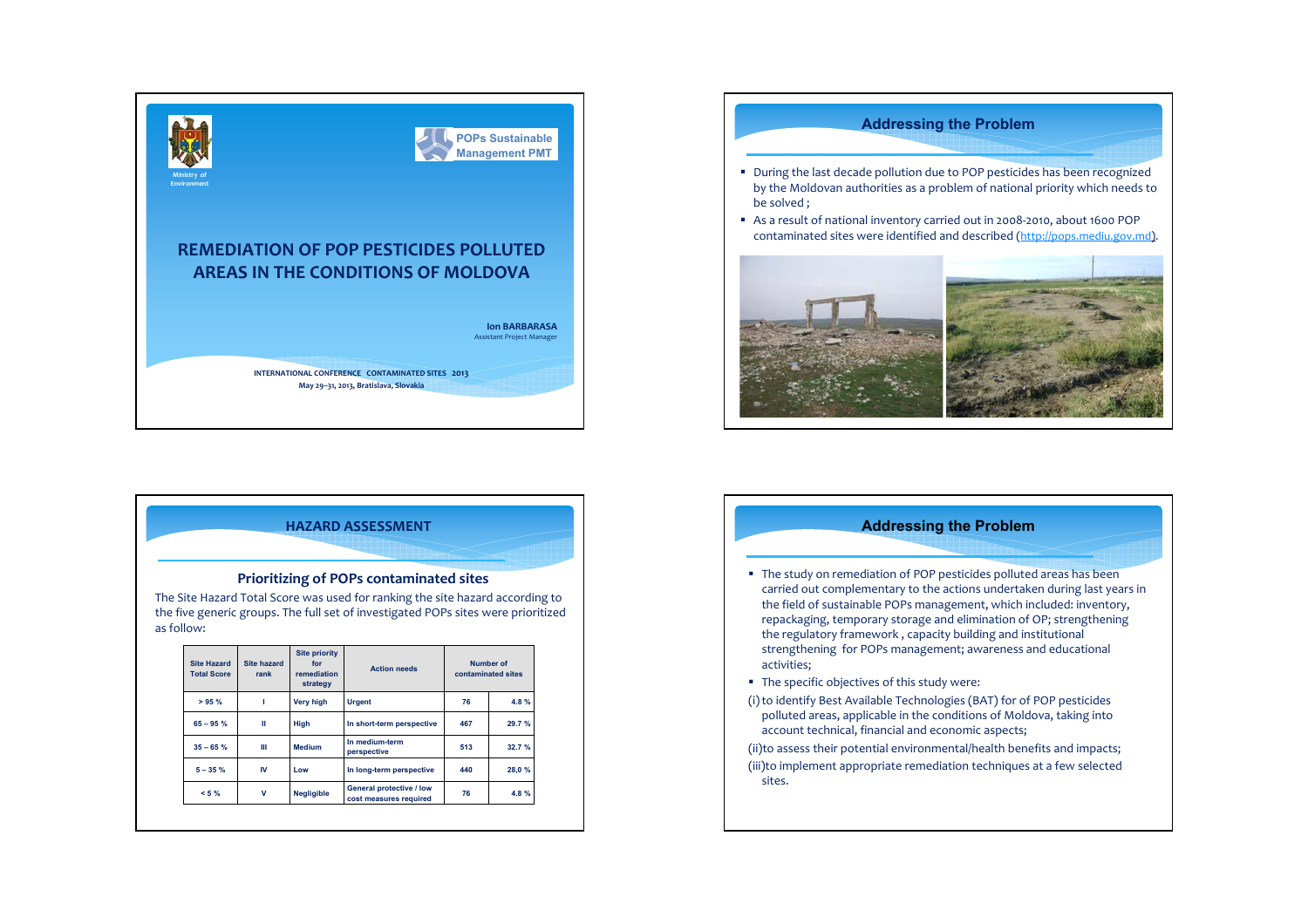Ministry of Environment

POPs Sustainable Management PMT

# REMEDIATION OF POP PESTICIDES POLLUTED AREAS IN THE CONDITIONS OF MOLDOVA

**Ion BARBARASA**
Assistant Project Manager

**INTERNATIONAL CONFERENCE CONTAMINATED SITES 2013**
**May 29–31, 2013, Bratislava, Slovakia**

## Addressing the Problem

- During the last decade pollution due to POP pesticides has been recognized by the Moldovan authorities as a problem of national priority which needs to be solved ;
- As a result of national inventory carried out in 2008-2010, about 1600 POP contaminated sites were identified and described (http://pops.mediu.gov.md).

## HAZARD ASSESSMENT

### Prioritizing of POPs contaminated sites

The Site Hazard Total Score was used for ranking the site hazard according to the five generic groups. The full set of investigated POPs sites were prioritized as follow:

| Site Hazard Total Score | Site hazard rank | Site priority for remediation strategy | Action needs | Number of contaminated sites | |
|---|---|---|---|---|---|
| > 95 % | I | Very high | Urgent | 76 | 4.8 % |
| 65 – 95 % | II | High | In short-term perspective | 467 | 29.7 % |
| 35 – 65 % | III | Medium | In medium-term perspective | 513 | 32.7 % |
| 5 – 35 % | IV | Low | In long-term perspective | 440 | 28,0 % |
| < 5 % | V | Negligible | General protective / low cost measures required | 76 | 4.8 % |

## Addressing the Problem

- The study on remediation of POP pesticides polluted areas has been carried out complementary to the actions undertaken during last years in the field of sustainable POPs management, which included: inventory, repackaging, temporary storage and elimination of OP; strengthening the regulatory framework , capacity building and institutional strengthening for POPs management; awareness and educational activities;
- The specific objectives of this study were:

(i) to identify Best Available Technologies (BAT) for of POP pesticides polluted areas, applicable in the conditions of Moldova, taking into account technical, financial and economic aspects;

(ii) to assess their potential environmental/health benefits and impacts;

(iii) to implement appropriate remediation techniques at a few selected sites.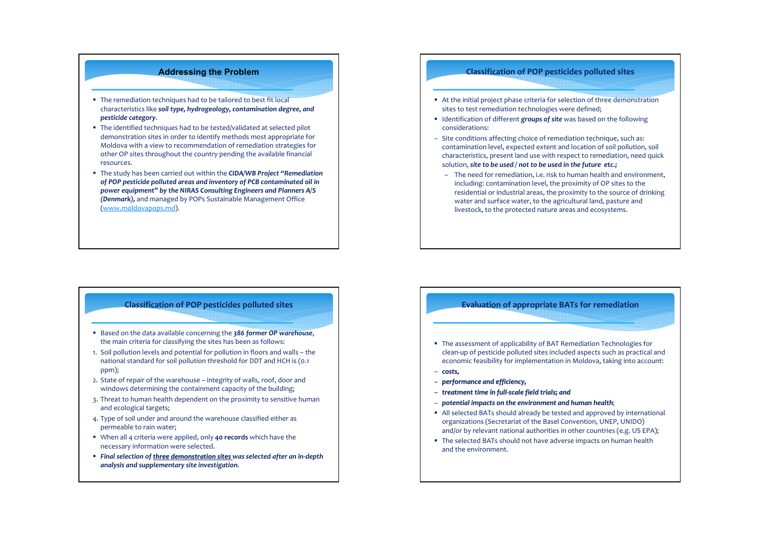## Addressing the Problem

- The remediation techniques had to be tailored to best fit local characteristics like ***soil type, hydrogeology, contamination degree, and pesticide category***.
- The identified techniques had to be tested/validated at selected pilot demonstration sites in order to identify methods most appropriate for Moldova with a view to recommendation of remediation strategies for other OP sites throughout the country pending the available financial resources.
- The study has been carried out within the ***CIDA/WB Project "Remediation of POP pesticide polluted areas and inventory of PCB contaminated oil in power equipment" by the NIRAS Consulting Engineers and Planners A/S (Denmark),*** and managed by POPs Sustainable Management Office (www.moldovapops.md).

## Classification of POP pesticides polluted sites

- At the initial project phase criteria for selection of three demonstration sites to test remediation technologies were defined;
- Identification of different ***groups of site*** was based on the following considerations:
- Site conditions affecting choice of remediation technique, such as: contamination level, expected extent and location of soil pollution, soil characteristics, present land use with respect to remediation, need quick solution, ***site to be used / not to be used in the future etc.;***
  - The need for remediation, i.e. risk to human health and environment, including: contamination level, the proximity of OP sites to the residential or industrial areas, the proximity to the source of drinking water and surface water, to the agricultural land, pasture and livestock, to the protected nature areas and ecosystems.

## Classification of POP pesticides polluted sites

- Based on the data available concerning the ***386 former OP warehouse***, the main criteria for classifying the sites has been as follows:

1. Soil pollution levels and potential for pollution in floors and walls – the national standard for soil pollution threshold for DDT and HCH is (0.1 ppm);
2. State of repair of the warehouse – integrity of walls, roof, door and windows determining the containment capacity of the building;
3. Threat to human health dependent on the proximity to sensitive human and ecological targets;
4. Type of soil under and around the warehouse classified either as permeable to rain water;

- When all 4 criteria were applied, only **40 records** which have the necessary information were selected.
- ***Final selection of <u>three demonstration sites</u> was selected after an in-depth analysis and supplementary site investigation.***

## Evaluation of appropriate BATs for remediation

- The assessment of applicability of BAT Remediation Technologies for clean-up of pesticide polluted sites included aspects such as practical and economic feasibility for implementation in Moldova, taking into account:
- ***costs,***
- ***performance and efficiency,***
- ***treatment time in full-scale field trials; and***
- ***potential impacts on the environment and human health***;
- All selected BATs should already be tested and approved by international organizations (Secretariat of the Basel Convention, UNEP, UNIDO) and/or by relevant national authorities in other countries (e.g. US EPA);
- The selected BATs should not have adverse impacts on human health and the environment.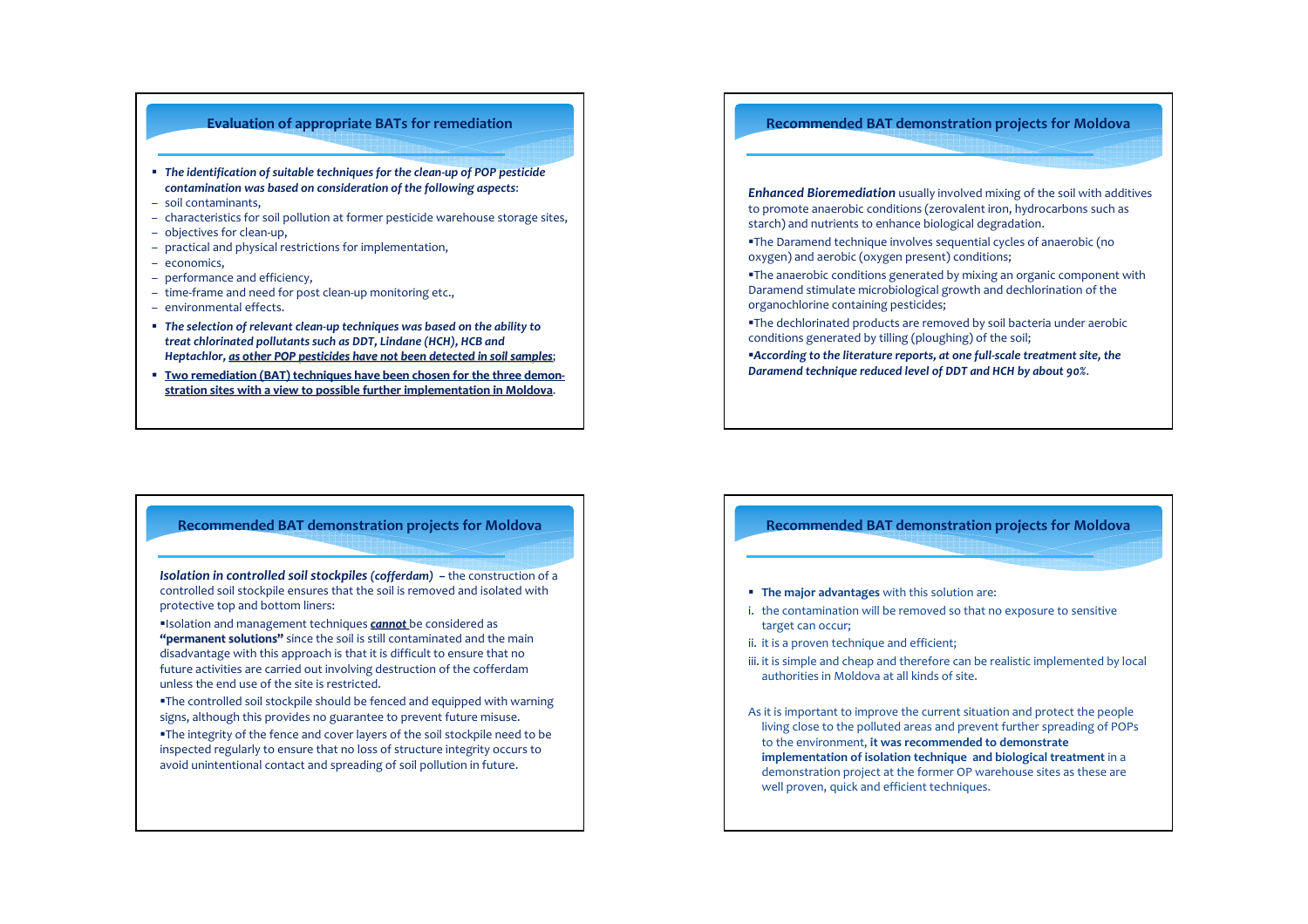## Evaluation of appropriate BATs for remediation

- ***The identification of suitable techniques for the clean-up of POP pesticide contamination was based on consideration of the following aspects*:**
  - soil contaminants,
  - characteristics for soil pollution at former pesticide warehouse storage sites,
  - objectives for clean-up,
  - practical and physical restrictions for implementation,
  - economics,
  - performance and efficiency,
  - time-frame and need for post clean-up monitoring etc.,
  - environmental effects.
- ***The selection of relevant clean-up techniques was based on the ability to treat chlorinated pollutants such as DDT, Lindane (HCH), HCB and Heptachlor, <u>as other POP pesticides have not been detected in soil samples</u>*;**
- **<u>Two remediation (BAT) techniques have been chosen for the three demonstration sites with a view to possible further implementation in Moldova</u>.**

## Recommended BAT demonstration projects for Moldova

***Enhanced Bioremediation*** usually involved mixing of the soil with additives to promote anaerobic conditions (zerovalent iron, hydrocarbons such as starch) and nutrients to enhance biological degradation.

- The Daramend technique involves sequential cycles of anaerobic (no oxygen) and aerobic (oxygen present) conditions;
- The anaerobic conditions generated by mixing an organic component with Daramend stimulate microbiological growth and dechlorination of the organochlorine containing pesticides;
- The dechlorinated products are removed by soil bacteria under aerobic conditions generated by tilling (ploughing) of the soil;
- ***According to the literature reports, at one full-scale treatment site, the Daramend technique reduced level of DDT and HCH by about 90%.***

## Recommended BAT demonstration projects for Moldova

***Isolation in controlled soil stockpiles (cofferdam)*** **–** the construction of a controlled soil stockpile ensures that the soil is removed and isolated with protective top and bottom liners:

- Isolation and management techniques ***<u>cannot</u>*** be considered as **"permanent solutions"** since the soil is still contaminated and the main disadvantage with this approach is that it is difficult to ensure that no future activities are carried out involving destruction of the cofferdam unless the end use of the site is restricted.
- The controlled soil stockpile should be fenced and equipped with warning signs, although this provides no guarantee to prevent future misuse.
- The integrity of the fence and cover layers of the soil stockpile need to be inspected regularly to ensure that no loss of structure integrity occurs to avoid unintentional contact and spreading of soil pollution in future.

## Recommended BAT demonstration projects for Moldova

- **The major advantages** with this solution are:

i. the contamination will be removed so that no exposure to sensitive target can occur;
ii. it is a proven technique and efficient;
iii. it is simple and cheap and therefore can be realistic implemented by local authorities in Moldova at all kinds of site.

As it is important to improve the current situation and protect the people living close to the polluted areas and prevent further spreading of POPs to the environment, **it was recommended to demonstrate implementation of isolation technique and biological treatment** in a demonstration project at the former OP warehouse sites as these are well proven, quick and efficient techniques.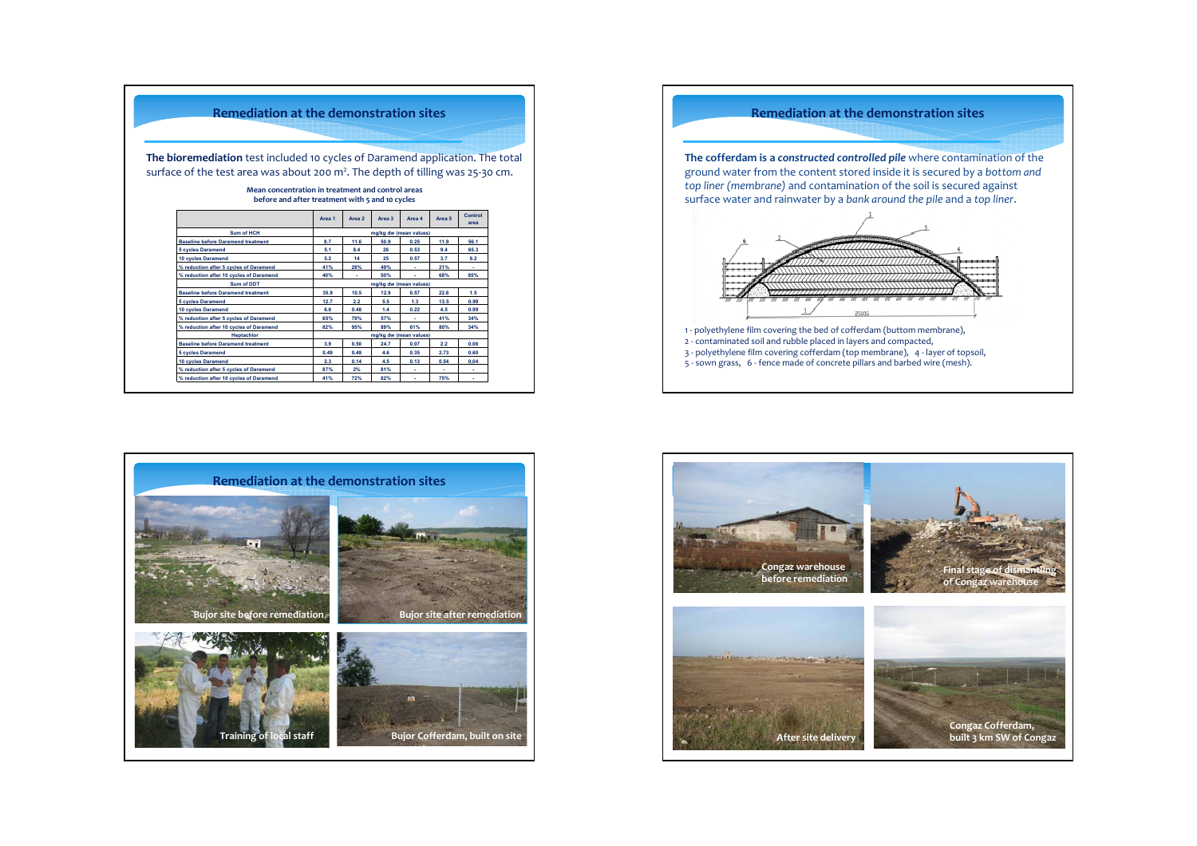## Remediation at the demonstration sites

**The bioremediation** test included 10 cycles of Daramend application. The total surface of the test area was about 200 m². The depth of tilling was 25-30 cm.

**Mean concentration in treatment and control areas before and after treatment with 5 and 10 cycles**

| | Area 1 | Area 2 | Area 3 | Area 4 | Area 5 | Control area |
|---|---|---|---|---|---|---|
| **Sum of HCH** | mg/kg dw (mean values) | | | | | |
| Baseline before Daramend treatment | 8.7 | 11.6 | 50.9 | 0.25 | 11.9 | 56.1 |
| 5 cycles Daramend | 5.1 | 8.4 | 26 | 0.53 | 9.4 | 65.3 |
| 10 cycles Daramend | 5.2 | 14 | 25 | 0.57 | 3.7 | 9.2 |
| % reduction after 5 cycles of Daramend | 41% | 28% | 49% | - | 21% | - |
| % reduction after 10 cycles of Daramend | 40% | - | 50% | - | 68% | 85% |
| **Sum of DDT** | mg/kg dw (mean values) | | | | | |
| Baseline before Daramend treatment | 35.9 | 10.5 | 12.9 | 0.57 | 22.8 | 1.5 |
| 5 cycles Daramend | 12.7 | 2.2 | 5.5 | 1.3 | 13.5 | 0.99 |
| 10 cycles Daramend | 6.6 | 0.48 | 1.4 | 0.22 | 4.5 | 0.99 |
| % reduction after 5 cycles of Daramend | 65% | 79% | 57% | - | 41% | 34% |
| % reduction after 10 cycles of Daramend | 82% | 95% | 89% | 61% | 80% | 34% |
| **Heptachlor** | mg/kg dw (mean values) | | | | | |
| Baseline before Daramend treatment | 3.9 | 0.50 | 24.7 | 0.07 | 2.2 | 0.06 |
| 5 cycles Daramend | 0.49 | 0.49 | 4.6 | 0.35 | 2.73 | 0.60 |
| 10 cycles Daramend | 2.3 | 0.14 | 4.5 | 0.13 | 0.54 | 0.04 |
| % reduction after 5 cycles of Daramend | 87% | 2% | 81% | - | - | - |
| % reduction after 10 cycles of Daramend | 41% | 72% | 82% | - | 75% | - |

## Remediation at the demonstration sites

**The cofferdam is a *constructed controlled pile*** where contamination of the ground water from the content stored inside it is secured by a *bottom and top liner (membrane)* and contamination of the soil is secured against surface water and rainwater by a *bank around the pile* and a *top liner*.

1 - polyethylene film covering the bed of cofferdam (buttom membrane),
2 - contaminated soil and rubble placed in layers and compacted,
3 - polyethylene film covering cofferdam (top membrane), 4 - layer of topsoil,
5 - sown grass, 6 - fence made of concrete pillars and barbed wire (mesh).

## Remediation at the demonstration sites

Bujor site before remediation

Bujor site after remediation

Training of local staff

Bujor Cofferdam, built on site

Congaz warehouse before remediation

Final stage of dismantling of Congaz warehouse

After site delivery

Congaz Cofferdam, built 3 km SW of Congaz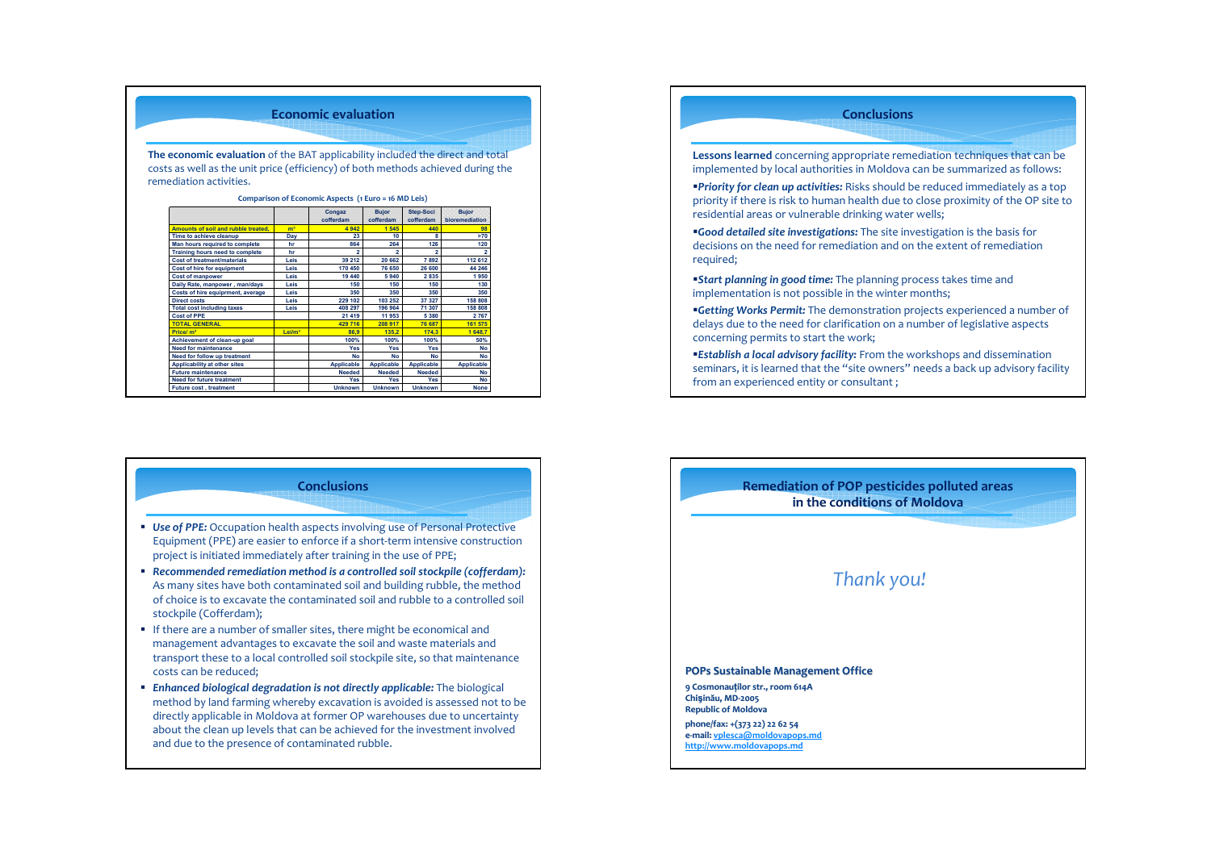## Economic evaluation

**The economic evaluation** of the BAT applicability included the direct and total costs as well as the unit price (efficiency) of both methods achieved during the remediation activities.

**Comparison of Economic Aspects (1 Euro = 16 MD Leis)**

| | | Congaz cofferdam | Bujor cofferdam | Step-Soci cofferdam | Bujor bioremediation |
|---|---|---|---|---|---|
| Amounts of soil and rubble treated, | m³ | 4 942 | 1 545 | 440 | 98 |
| Time to achieve cleanup | Day | 23 | 10 | 8 | >70 |
| Man hours required to complete | hr | 864 | 264 | 126 | 120 |
| Training hours need to complete | hr | 2 | 2 | 2 | 2 |
| Cost of treatment/materials | Leis | 39 212 | 20 662 | 7 892 | 112 612 |
| Cost of hire for equipment | Leis | 170 450 | 76 650 | 26 600 | 44 246 |
| Cost of manpower | Leis | 19 440 | 5 940 | 2 835 | 1 950 |
| Daily Rate, manpower , man/days | Leis | 150 | 150 | 150 | 130 |
| Costs of hire equiprment, average | Leis | 350 | 350 | 350 | 350 |
| Direct costs | Leis | 229 102 | 103 252 | 37 327 | 158 808 |
| Total cost including taxes | Leis | 408 297 | 196 964 | 71 307 | 158 808 |
| Cost of PPE | | 21 419 | 11 953 | 5 380 | 2 767 |
| TOTAL GENERAL | | 429 716 | 208 917 | 76 687 | 161 575 |
| Price/ m³ | Lei/m³ | 86,9 | 135,2 | 174,3 | 1 648,7 |
| Achievement of clean-up goal | | 100% | 100% | 100% | 50% |
| Need for maintenance | | Yes | Yes | Yes | No |
| Need for follow up treatment | | No | No | No | No |
| Applicability at other sites | | Applicable | Applicable | Applicable | Applicable |
| Future maintenance | | Needed | Needed | Needed | No |
| Need for future treatment | | Yes | Yes | Yes | No |
| Future cost , treatment | | Unknown | Unknown | Unknown | None |

## Conclusions

**Lessons learned** concerning appropriate remediation techniques that can be implemented by local authorities in Moldova can be summarized as follows:

- ***Priority for clean up activities:*** Risks should be reduced immediately as a top priority if there is risk to human health due to close proximity of the OP site to residential areas or vulnerable drinking water wells;
- ***Good detailed site investigations:*** The site investigation is the basis for decisions on the need for remediation and on the extent of remediation required;
- ***Start planning in good time:*** The planning process takes time and implementation is not possible in the winter months;
- ***Getting Works Permit:*** The demonstration projects experienced a number of delays due to the need for clarification on a number of legislative aspects concerning permits to start the work;
- ***Establish a local advisory facility:*** From the workshops and dissemination seminars, it is learned that the "site owners" needs a back up advisory facility from an experienced entity or consultant ;

## Conclusions

- ***Use of PPE:*** Occupation health aspects involving use of Personal Protective Equipment (PPE) are easier to enforce if a short-term intensive construction project is initiated immediately after training in the use of PPE;
- ***Recommended remediation method is a controlled soil stockpile (cofferdam):*** As many sites have both contaminated soil and building rubble, the method of choice is to excavate the contaminated soil and rubble to a controlled soil stockpile (Cofferdam);
- If there are a number of smaller sites, there might be economical and management advantages to excavate the soil and waste materials and transport these to a local controlled soil stockpile site, so that maintenance costs can be reduced;
- ***Enhanced biological degradation is not directly applicable:*** The biological method by land farming whereby excavation is avoided is assessed not to be directly applicable in Moldova at former OP warehouses due to uncertainty about the clean up levels that can be achieved for the investment involved and due to the presence of contaminated rubble.

## Remediation of POP pesticides polluted areas in the conditions of Moldova

*Thank you!*

**POPs Sustainable Management Office**

**9 Cosmonauţilor str., room 614A**
**Chişinău, MD-2005**
**Republic of Moldova**

**phone/fax: +(373 22) 22 62 54**
**e-mail: vplesca@moldovapops.md**
**http://www.moldovapops.md**